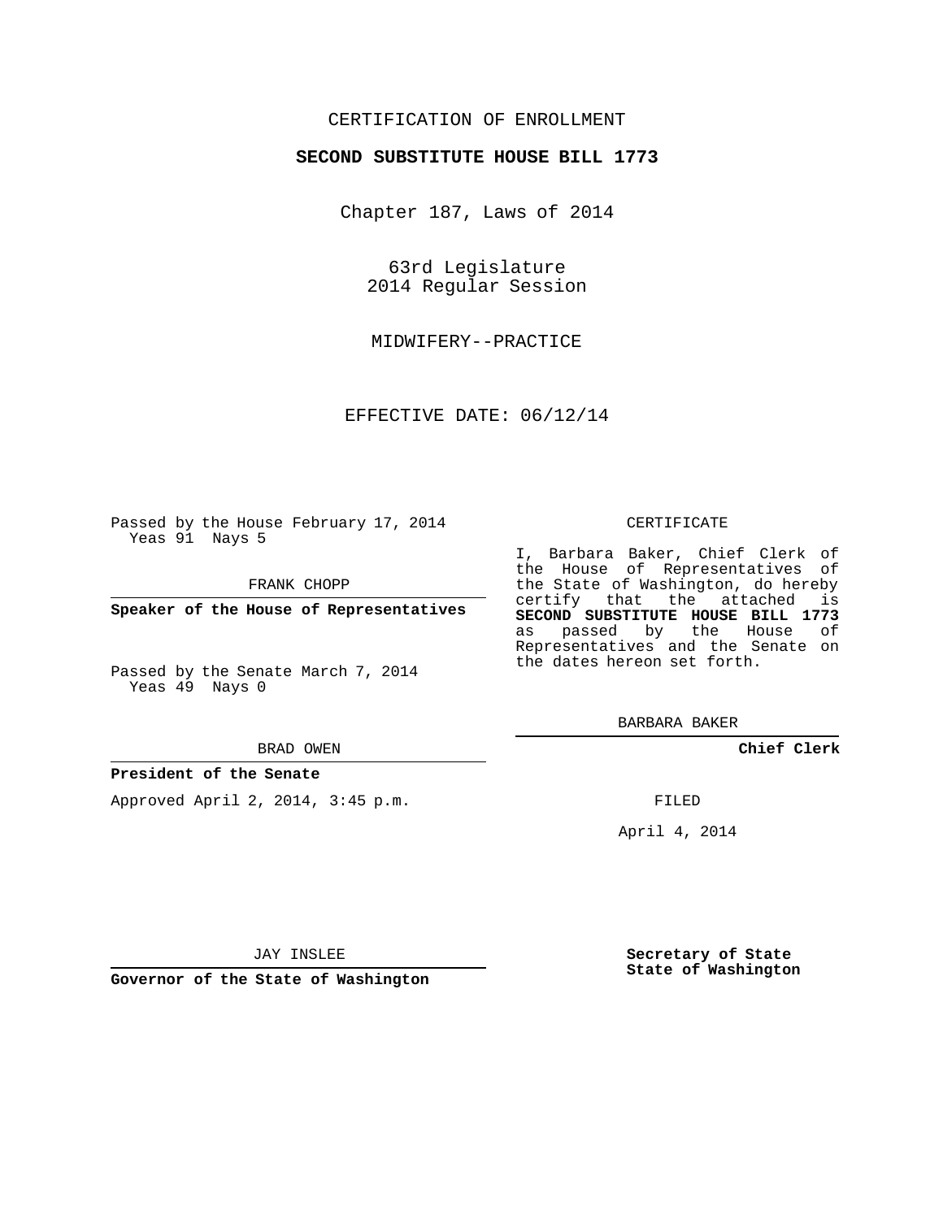CERTIFICATION OF ENROLLMENT

**SECOND SUBSTITUTE HOUSE BILL 1773**

Chapter 187, Laws of 2014

63rd Legislature
2014 Regular Session

MIDWIFERY--PRACTICE

EFFECTIVE DATE: 06/12/14

Passed by the House February 17, 2014
Yeas 91 Nays 5

FRANK CHOPP

**Speaker of the House of Representatives**

Passed by the Senate March 7, 2014
Yeas 49 Nays 0

BRAD OWEN

**President of the Senate**

Approved April 2, 2014, 3:45 p.m.

JAY INSLEE

**Governor of the State of Washington**

CERTIFICATE

I, Barbara Baker, Chief Clerk of the House of Representatives of the State of Washington, do hereby certify that the attached is **SECOND SUBSTITUTE HOUSE BILL 1773** as passed by the House of Representatives and the Senate on the dates hereon set forth.

BARBARA BAKER

**Chief Clerk**

FILED

April 4, 2014

**Secretary of State**
**State of Washington**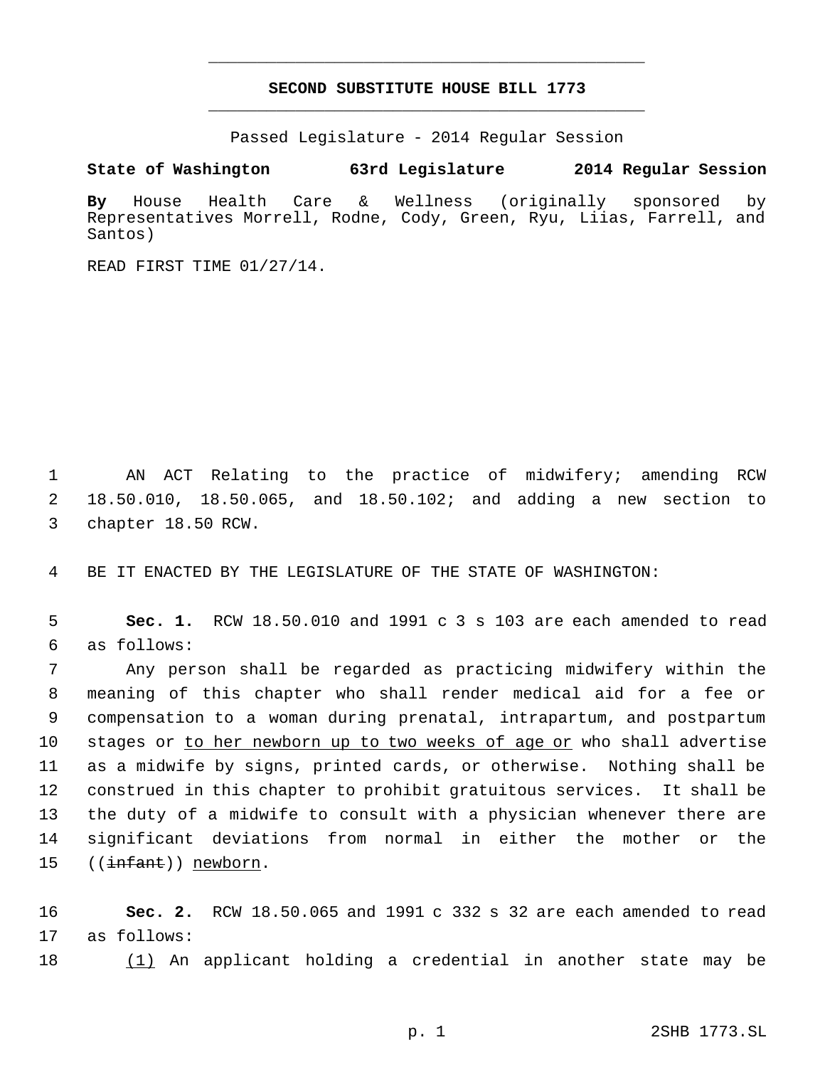# SECOND SUBSTITUTE HOUSE BILL 1773

Passed Legislature - 2014 Regular Session

**State of Washington 63rd Legislature 2014 Regular Session**

**By** House Health Care & Wellness (originally sponsored by Representatives Morrell, Rodne, Cody, Green, Ryu, Liias, Farrell, and Santos)

READ FIRST TIME 01/27/14.

AN ACT Relating to the practice of midwifery; amending RCW 18.50.010, 18.50.065, and 18.50.102; and adding a new section to chapter 18.50 RCW.

BE IT ENACTED BY THE LEGISLATURE OF THE STATE OF WASHINGTON:

**Sec. 1.** RCW 18.50.010 and 1991 c 3 s 103 are each amended to read as follows:

Any person shall be regarded as practicing midwifery within the meaning of this chapter who shall render medical aid for a fee or compensation to a woman during prenatal, intrapartum, and postpartum stages or <u>to her newborn up to two weeks of age or</u> who shall advertise as a midwife by signs, printed cards, or otherwise. Nothing shall be construed in this chapter to prohibit gratuitous services. It shall be the duty of a midwife to consult with a physician whenever there are significant deviations from normal in either the mother or the ((~~infant~~)) <u>newborn</u>.

**Sec. 2.** RCW 18.50.065 and 1991 c 332 s 32 are each amended to read as follows:

<u>(1)</u> An applicant holding a credential in another state may be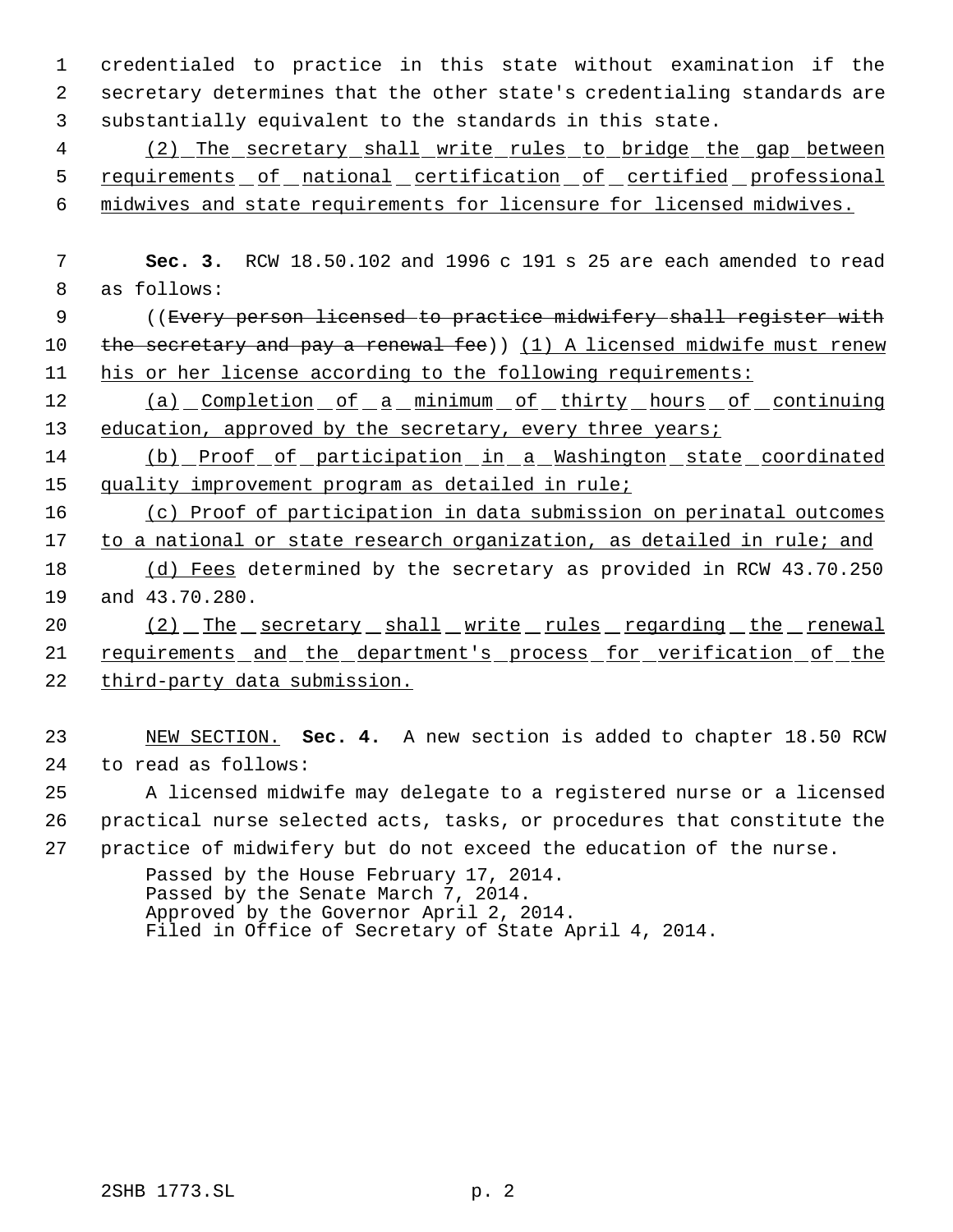credentialed to practice in this state without examination if the secretary determines that the other state's credentialing standards are substantially equivalent to the standards in this state.

(2) The secretary shall write rules to bridge the gap between requirements of national certification of certified professional midwives and state requirements for licensure for licensed midwives.

**Sec. 3.** RCW 18.50.102 and 1996 c 191 s 25 are each amended to read as follows:

((~~Every person licensed to practice midwifery shall register with the secretary and pay a renewal fee~~)) (1) A licensed midwife must renew his or her license according to the following requirements:

(a) Completion of a minimum of thirty hours of continuing education, approved by the secretary, every three years;

(b) Proof of participation in a Washington state coordinated quality improvement program as detailed in rule;

(c) Proof of participation in data submission on perinatal outcomes to a national or state research organization, as detailed in rule; and

(d) Fees determined by the secretary as provided in RCW 43.70.250 and 43.70.280.

(2) The secretary shall write rules regarding the renewal requirements and the department's process for verification of the third-party data submission.

NEW SECTION. **Sec. 4.** A new section is added to chapter 18.50 RCW to read as follows:

A licensed midwife may delegate to a registered nurse or a licensed practical nurse selected acts, tasks, or procedures that constitute the practice of midwifery but do not exceed the education of the nurse.

Passed by the House February 17, 2014.
Passed by the Senate March 7, 2014.
Approved by the Governor April 2, 2014.
Filed in Office of Secretary of State April 4, 2014.